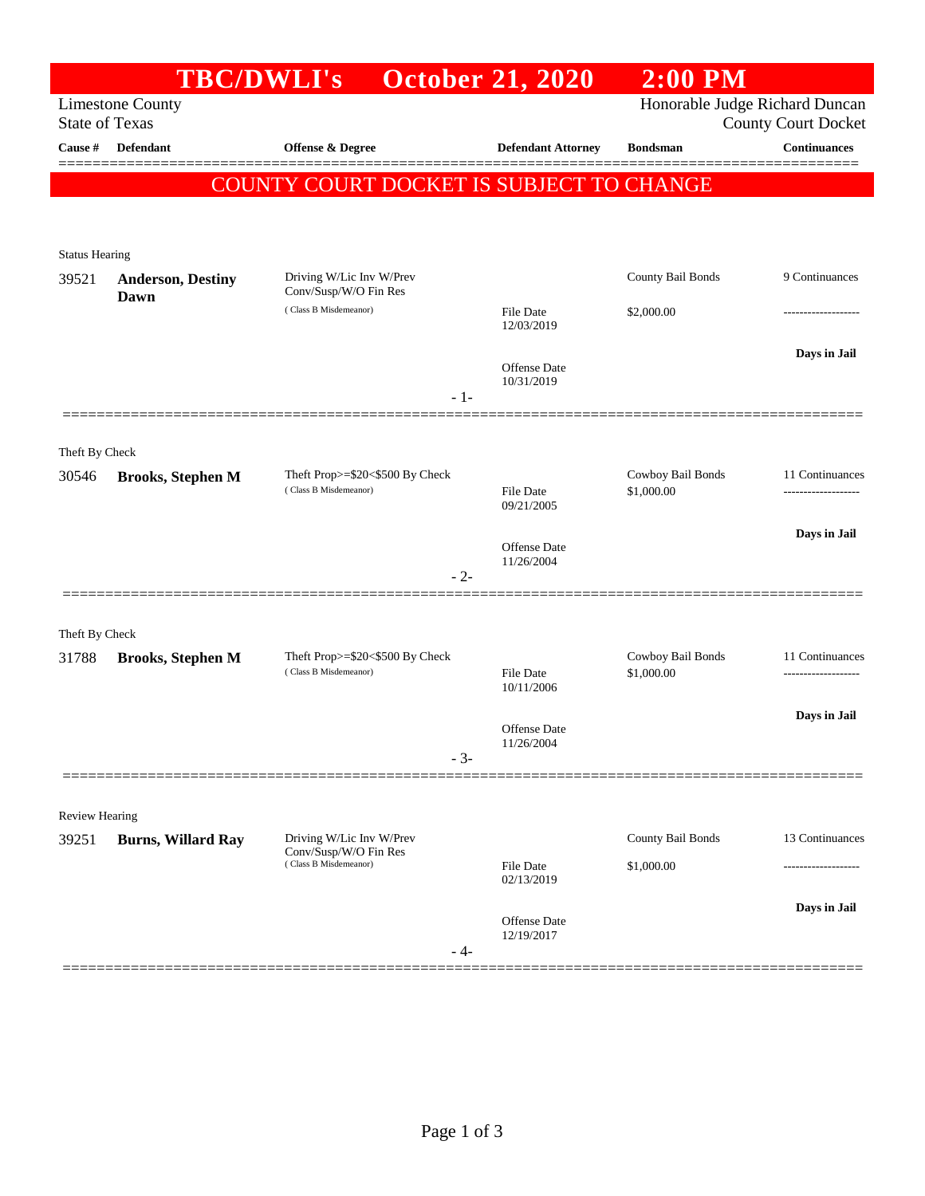# TBC/DWLI's October 21, 2020 2:00 PM

Limestone County
State of Texas

Honorable Judge Richard Duncan
County Court Docket

| Cause # | Defendant | Offense & Degree | Defendant Attorney | Bondsman | Continuances |
|---|---|---|---|---|---|

**COUNTY COURT DOCKET IS SUBJECT TO CHANGE**

Status Hearing

| Cause # | Defendant | Offense & Degree | Defendant Attorney | Bondsman | Continuances |
|---|---|---|---|---|---|
| 39521 | **Anderson, Destiny Dawn** | Driving W/Lic Inv W/Prev Conv/Susp/W/O Fin Res ( Class B Misdemeanor) | File Date 12/03/2019 Offense Date 10/31/2019 | County Bail Bonds $2,000.00 | 9 Continuances ------------------- **Days in Jail** |

- 1-

Theft By Check

| Cause # | Defendant | Offense & Degree | Defendant Attorney | Bondsman | Continuances |
|---|---|---|---|---|---|
| 30546 | **Brooks, Stephen M** | Theft Prop>=$20<$500 By Check ( Class B Misdemeanor) | File Date 09/21/2005 Offense Date 11/26/2004 | Cowboy Bail Bonds $1,000.00 | 11 Continuances ------------------- **Days in Jail** |

- 2-

Theft By Check

| Cause # | Defendant | Offense & Degree | Defendant Attorney | Bondsman | Continuances |
|---|---|---|---|---|---|
| 31788 | **Brooks, Stephen M** | Theft Prop>=$20<$500 By Check ( Class B Misdemeanor) | File Date 10/11/2006 Offense Date 11/26/2004 | Cowboy Bail Bonds $1,000.00 | 11 Continuances ------------------- **Days in Jail** |

- 3-

Review Hearing

| Cause # | Defendant | Offense & Degree | Defendant Attorney | Bondsman | Continuances |
|---|---|---|---|---|---|
| 39251 | **Burns, Willard Ray** | Driving W/Lic Inv W/Prev Conv/Susp/W/O Fin Res ( Class B Misdemeanor) | File Date 02/13/2019 Offense Date 12/19/2017 | County Bail Bonds $1,000.00 | 13 Continuances ------------------- **Days in Jail** |

- 4-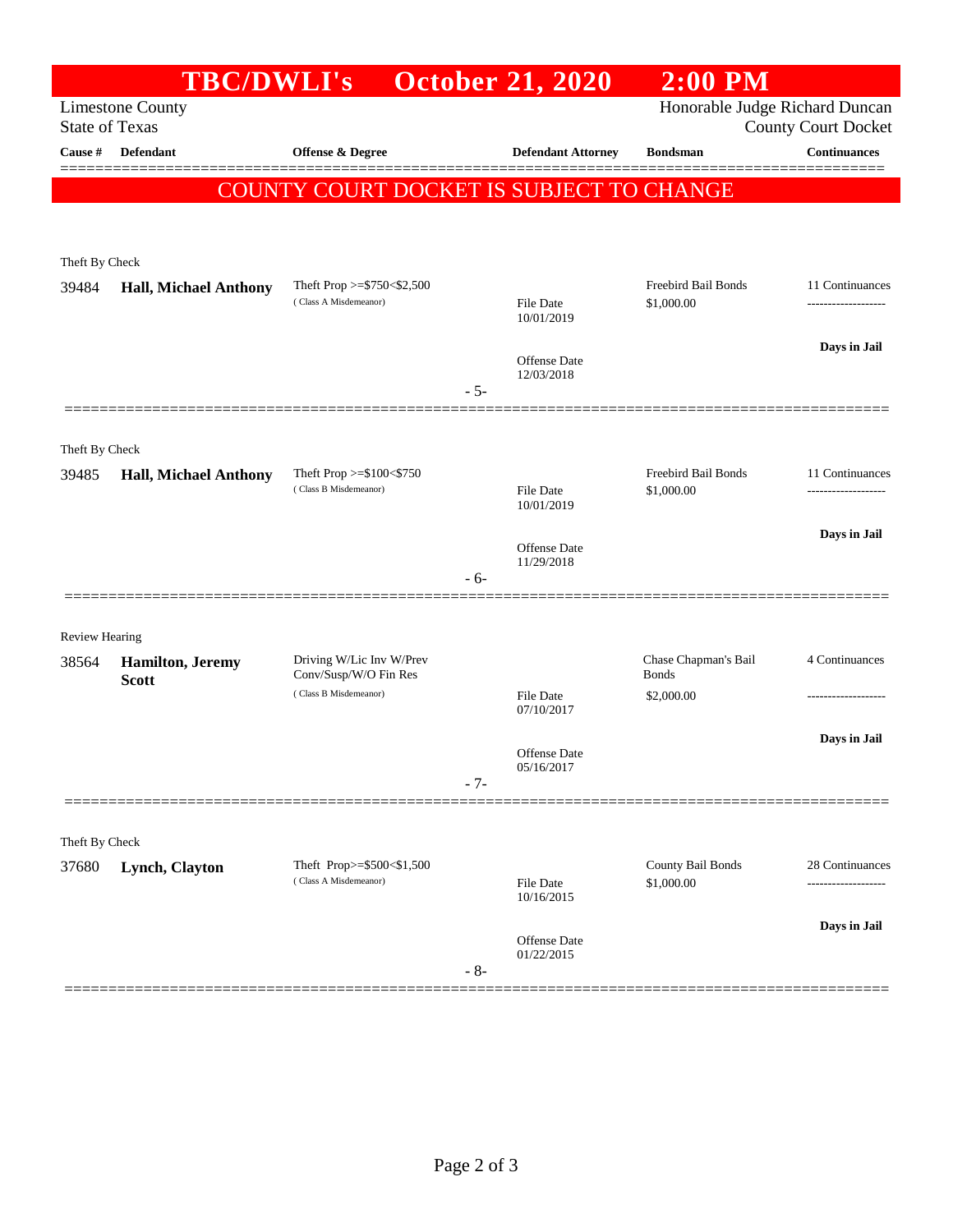# TBC/DWLI's October 21, 2020 2:00 PM

Limestone County
State of Texas

Honorable Judge Richard Duncan
County Court Docket

**COUNTY COURT DOCKET IS SUBJECT TO CHANGE**

| Cause # | Defendant | Offense & Degree | Defendant Attorney | Bondsman | Continuances |
|---|---|---|---|---|---|
| *Theft By Check* | | | | | |
| 39484 | **Hall, Michael Anthony** | Theft Prop >=$750<$2,500 (Class A Misdemeanor) | File Date 10/01/2019; Offense Date 12/03/2018 | Freebird Bail Bonds $1,000.00 | 11 Continuances; Days in Jail |
| | | | - 5- | | |
| *Theft By Check* | | | | | |
| 39485 | **Hall, Michael Anthony** | Theft Prop >=$100<$750 (Class B Misdemeanor) | File Date 10/01/2019; Offense Date 11/29/2018 | Freebird Bail Bonds $1,000.00 | 11 Continuances; Days in Jail |
| | | | - 6- | | |
| *Review Hearing* | | | | | |
| 38564 | **Hamilton, Jeremy Scott** | Driving W/Lic Inv W/Prev Conv/Susp/W/O Fin Res (Class B Misdemeanor) | File Date 07/10/2017; Offense Date 05/16/2017 | Chase Chapman's Bail Bonds $2,000.00 | 4 Continuances; Days in Jail |
| | | | - 7- | | |
| *Theft By Check* | | | | | |
| 37680 | **Lynch, Clayton** | Theft Prop>=$500<$1,500 (Class A Misdemeanor) | File Date 10/16/2015; Offense Date 01/22/2015 | County Bail Bonds $1,000.00 | 28 Continuances; Days in Jail |
| | | | - 8- | | |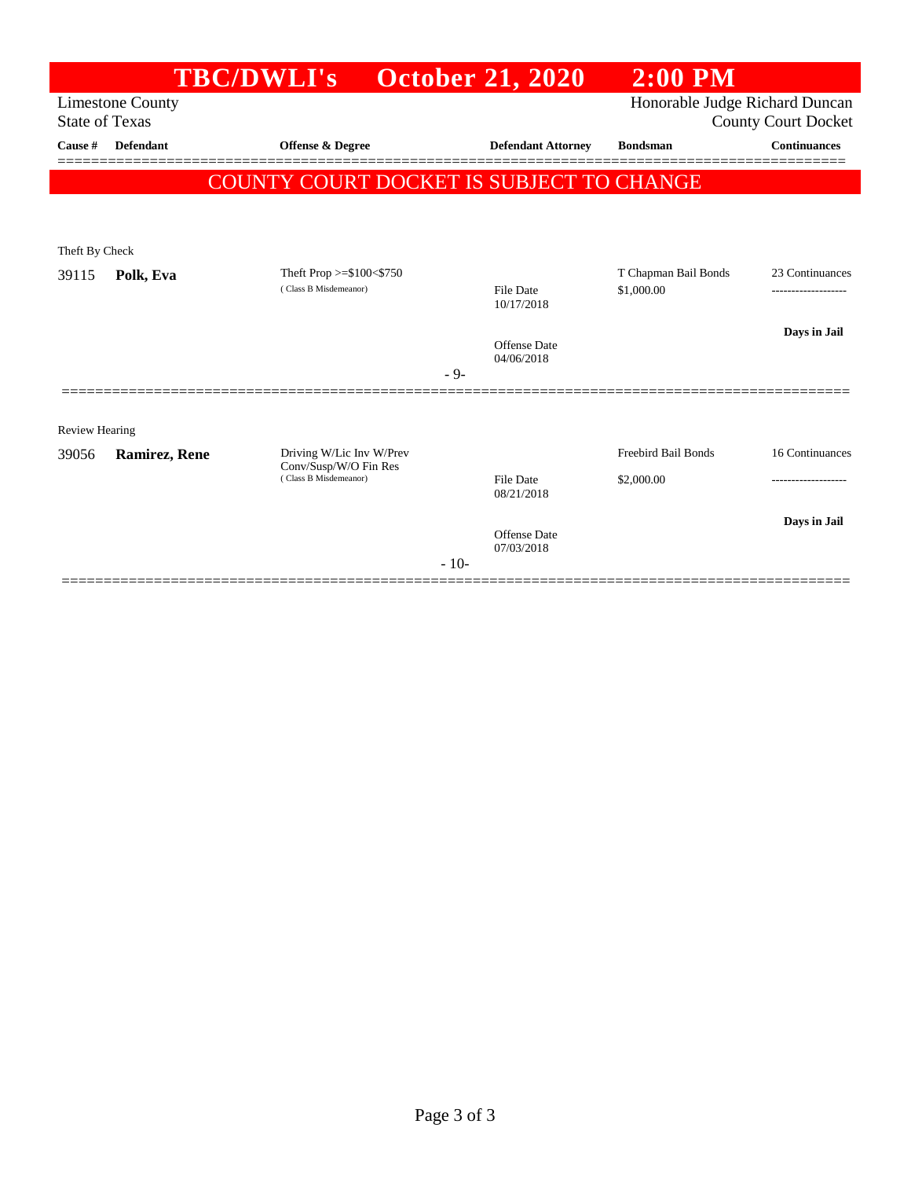# TBC/DWLI's October 21, 2020 2:00 PM

Limestone County
State of Texas

Honorable Judge Richard Duncan
County Court Docket

| Cause # | Defendant | Offense & Degree | Defendant Attorney | Bondsman | Continuances |
|---|---|---|---|---|---|

**COUNTY COURT DOCKET IS SUBJECT TO CHANGE**

Theft By Check

| Cause # | Defendant | Offense & Degree | Defendant Attorney | Bondsman | Continuances |
|---|---|---|---|---|---|
| 39115 | **Polk, Eva** | Theft Prop >=$100<$750 (Class B Misdemeanor) | File Date 10/17/2018 Offense Date 04/06/2018 | T Chapman Bail Bonds $1,000.00 | 23 Continuances ------------------- **Days in Jail** |

- 9-

Review Hearing

| Cause # | Defendant | Offense & Degree | Defendant Attorney | Bondsman | Continuances |
|---|---|---|---|---|---|
| 39056 | **Ramirez, Rene** | Driving W/Lic Inv W/Prev Conv/Susp/W/O Fin Res (Class B Misdemeanor) | File Date 08/21/2018 Offense Date 07/03/2018 | Freebird Bail Bonds $2,000.00 | 16 Continuances ------------------- **Days in Jail** |

- 10-